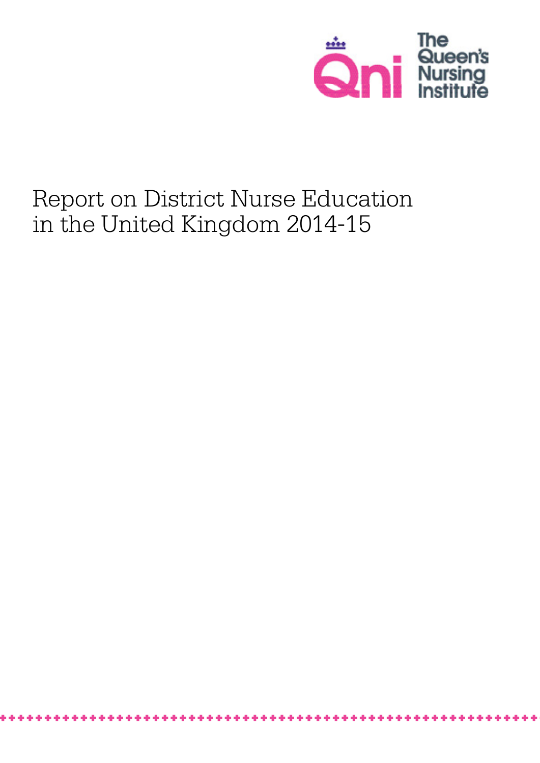The Queen's Nursing Institute

# Report on District Nurse Education in the United Kingdom 2014-15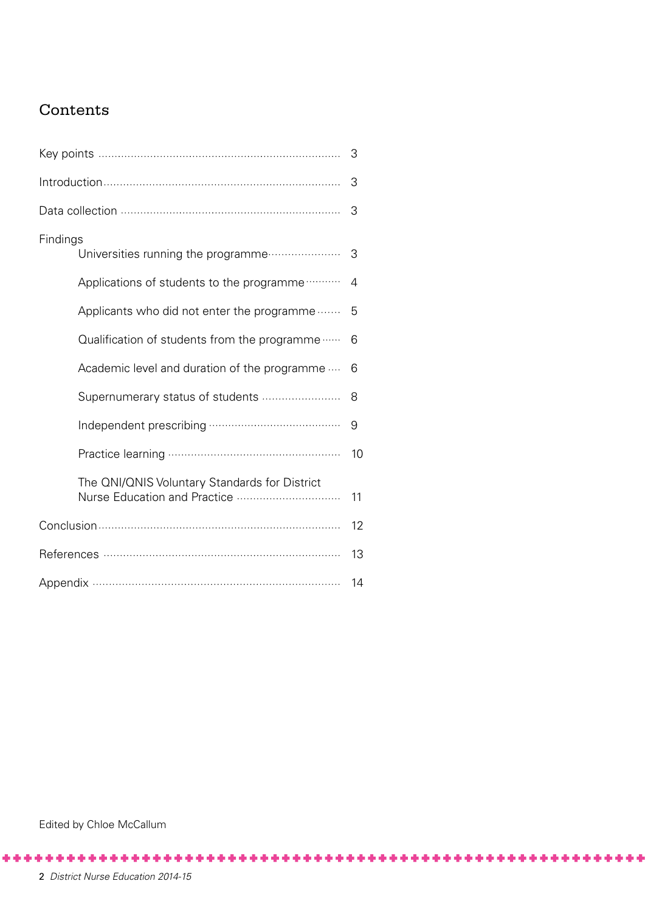# Contents

Key points ........ 3

Introduction ........ 3

Data collection ........ 3

Findings

- Universities running the programme ........ 3
- Applications of students to the programme ........ 4
- Applicants who did not enter the programme ........ 5
- Qualification of students from the programme ........ 6
- Academic level and duration of the programme ........ 6
- Supernumerary status of students ........ 8
- Independent prescribing ........ 9
- Practice learning ........ 10
- The QNI/QNIS Voluntary Standards for District Nurse Education and Practice ........ 11

Conclusion ........ 12

References ........ 13

Appendix ........ 14

Edited by Chloe McCallum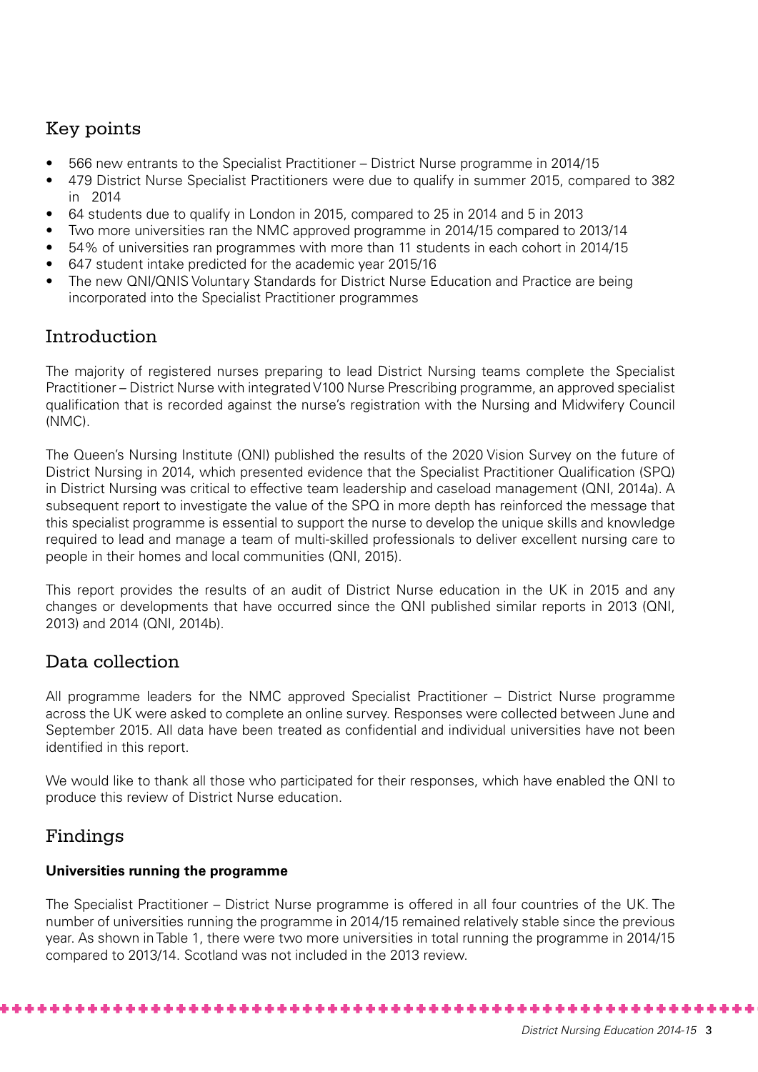## Key points

- 566 new entrants to the Specialist Practitioner – District Nurse programme in 2014/15
- 479 District Nurse Specialist Practitioners were due to qualify in summer 2015, compared to 382 in 2014
- 64 students due to qualify in London in 2015, compared to 25 in 2014 and 5 in 2013
- Two more universities ran the NMC approved programme in 2014/15 compared to 2013/14
- 54% of universities ran programmes with more than 11 students in each cohort in 2014/15
- 647 student intake predicted for the academic year 2015/16
- The new QNI/QNIS Voluntary Standards for District Nurse Education and Practice are being incorporated into the Specialist Practitioner programmes

## Introduction

The majority of registered nurses preparing to lead District Nursing teams complete the Specialist Practitioner – District Nurse with integrated V100 Nurse Prescribing programme, an approved specialist qualification that is recorded against the nurse's registration with the Nursing and Midwifery Council (NMC).

The Queen's Nursing Institute (QNI) published the results of the 2020 Vision Survey on the future of District Nursing in 2014, which presented evidence that the Specialist Practitioner Qualification (SPQ) in District Nursing was critical to effective team leadership and caseload management (QNI, 2014a). A subsequent report to investigate the value of the SPQ in more depth has reinforced the message that this specialist programme is essential to support the nurse to develop the unique skills and knowledge required to lead and manage a team of multi-skilled professionals to deliver excellent nursing care to people in their homes and local communities (QNI, 2015).

This report provides the results of an audit of District Nurse education in the UK in 2015 and any changes or developments that have occurred since the QNI published similar reports in 2013 (QNI, 2013) and 2014 (QNI, 2014b).

## Data collection

All programme leaders for the NMC approved Specialist Practitioner – District Nurse programme across the UK were asked to complete an online survey. Responses were collected between June and September 2015. All data have been treated as confidential and individual universities have not been identified in this report.

We would like to thank all those who participated for their responses, which have enabled the QNI to produce this review of District Nurse education.

## Findings

### Universities running the programme

The Specialist Practitioner – District Nurse programme is offered in all four countries of the UK. The number of universities running the programme in 2014/15 remained relatively stable since the previous year. As shown in Table 1, there were two more universities in total running the programme in 2014/15 compared to 2013/14. Scotland was not included in the 2013 review.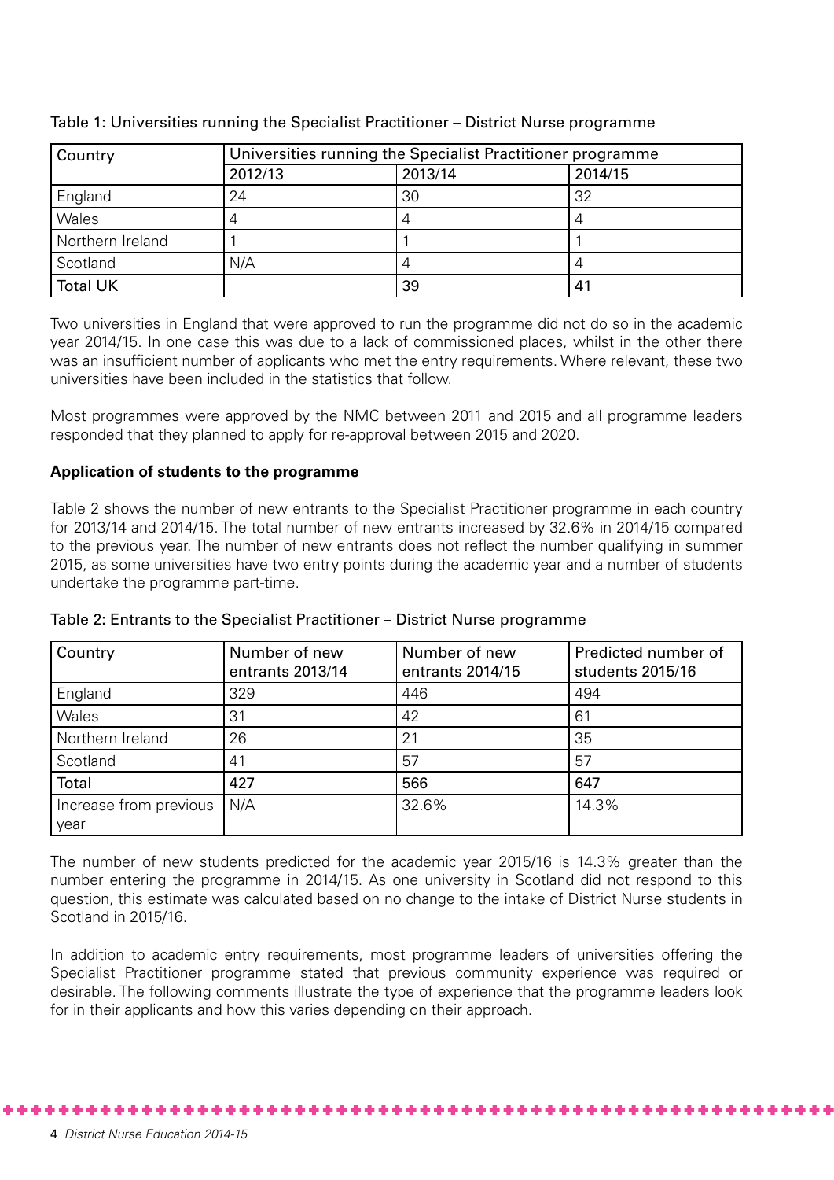Table 1: Universities running the Specialist Practitioner – District Nurse programme

| Country | Universities running the Specialist Practitioner programme | | |
|---|---|---|---|
| | 2012/13 | 2013/14 | 2014/15 |
| England | 24 | 30 | 32 |
| Wales | 4 | 4 | 4 |
| Northern Ireland | 1 | 1 | 1 |
| Scotland | N/A | 4 | 4 |
| Total UK | | 39 | 41 |

Two universities in England that were approved to run the programme did not do so in the academic year 2014/15. In one case this was due to a lack of commissioned places, whilst in the other there was an insufficient number of applicants who met the entry requirements. Where relevant, these two universities have been included in the statistics that follow.

Most programmes were approved by the NMC between 2011 and 2015 and all programme leaders responded that they planned to apply for re-approval between 2015 and 2020.

**Application of students to the programme**

Table 2 shows the number of new entrants to the Specialist Practitioner programme in each country for 2013/14 and 2014/15. The total number of new entrants increased by 32.6% in 2014/15 compared to the previous year. The number of new entrants does not reflect the number qualifying in summer 2015, as some universities have two entry points during the academic year and a number of students undertake the programme part-time.

Table 2: Entrants to the Specialist Practitioner – District Nurse programme

| Country | Number of new entrants 2013/14 | Number of new entrants 2014/15 | Predicted number of students 2015/16 |
|---|---|---|---|
| England | 329 | 446 | 494 |
| Wales | 31 | 42 | 61 |
| Northern Ireland | 26 | 21 | 35 |
| Scotland | 41 | 57 | 57 |
| Total | 427 | 566 | 647 |
| Increase from previous year | N/A | 32.6% | 14.3% |

The number of new students predicted for the academic year 2015/16 is 14.3% greater than the number entering the programme in 2014/15. As one university in Scotland did not respond to this question, this estimate was calculated based on no change to the intake of District Nurse students in Scotland in 2015/16.

In addition to academic entry requirements, most programme leaders of universities offering the Specialist Practitioner programme stated that previous community experience was required or desirable. The following comments illustrate the type of experience that the programme leaders look for in their applicants and how this varies depending on their approach.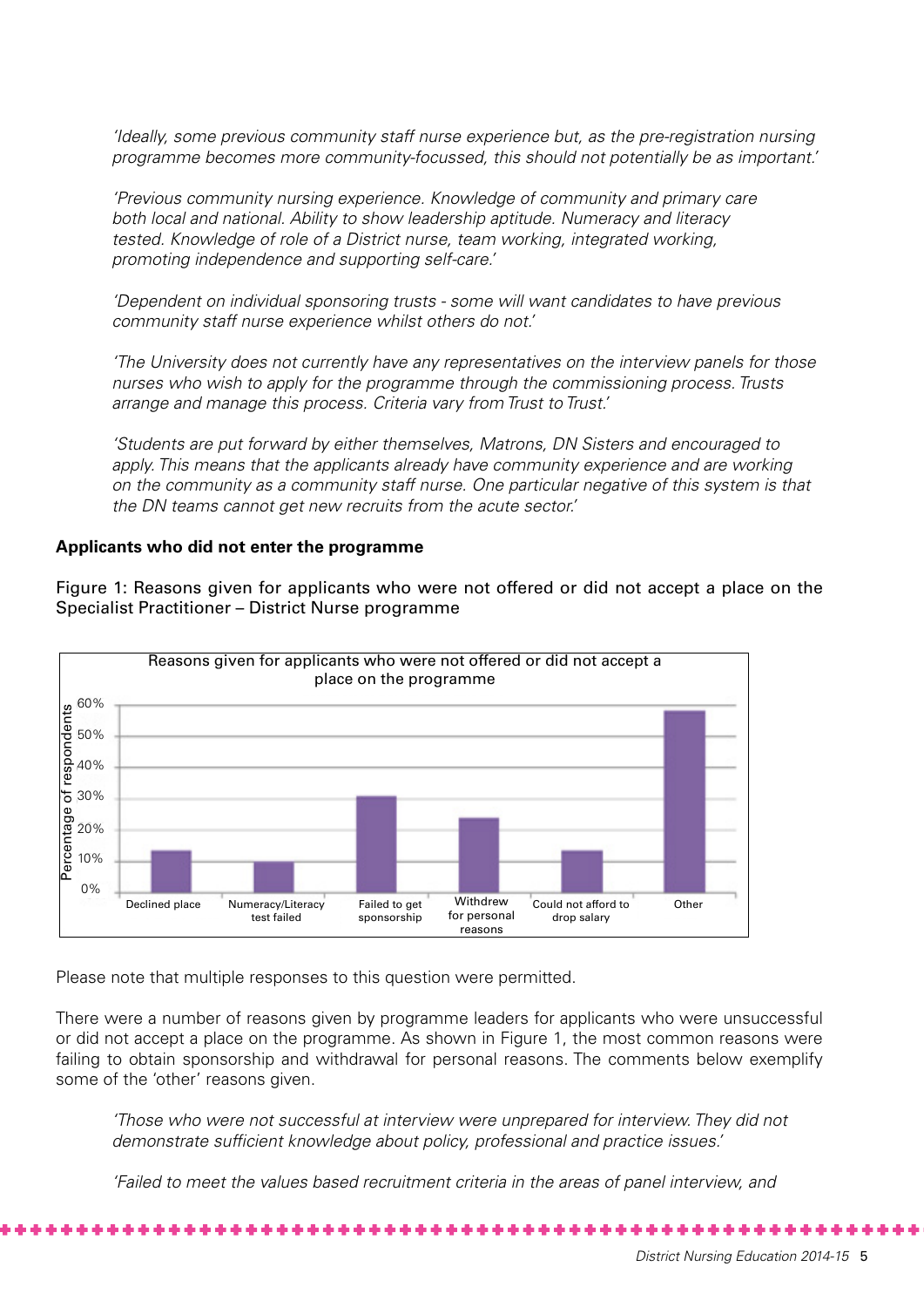*'Ideally, some previous community staff nurse experience but, as the pre-registration nursing programme becomes more community-focussed, this should not potentially be as important.'*

*'Previous community nursing experience. Knowledge of community and primary care both local and national. Ability to show leadership aptitude. Numeracy and literacy tested. Knowledge of role of a District nurse, team working, integrated working, promoting independence and supporting self-care.'*

*'Dependent on individual sponsoring trusts - some will want candidates to have previous community staff nurse experience whilst others do not.'*

*'The University does not currently have any representatives on the interview panels for those nurses who wish to apply for the programme through the commissioning process. Trusts arrange and manage this process. Criteria vary from Trust to Trust.'*

*'Students are put forward by either themselves, Matrons, DN Sisters and encouraged to apply. This means that the applicants already have community experience and are working on the community as a community staff nurse. One particular negative of this system is that the DN teams cannot get new recruits from the acute sector.'*

**Applicants who did not enter the programme**

Figure 1: Reasons given for applicants who were not offered or did not accept a place on the Specialist Practitioner – District Nurse programme

Please note that multiple responses to this question were permitted.

There were a number of reasons given by programme leaders for applicants who were unsuccessful or did not accept a place on the programme. As shown in Figure 1, the most common reasons were failing to obtain sponsorship and withdrawal for personal reasons. The comments below exemplify some of the 'other' reasons given.

*'Those who were not successful at interview were unprepared for interview. They did not demonstrate sufficient knowledge about policy, professional and practice issues.'*

*'Failed to meet the values based recruitment criteria in the areas of panel interview, and*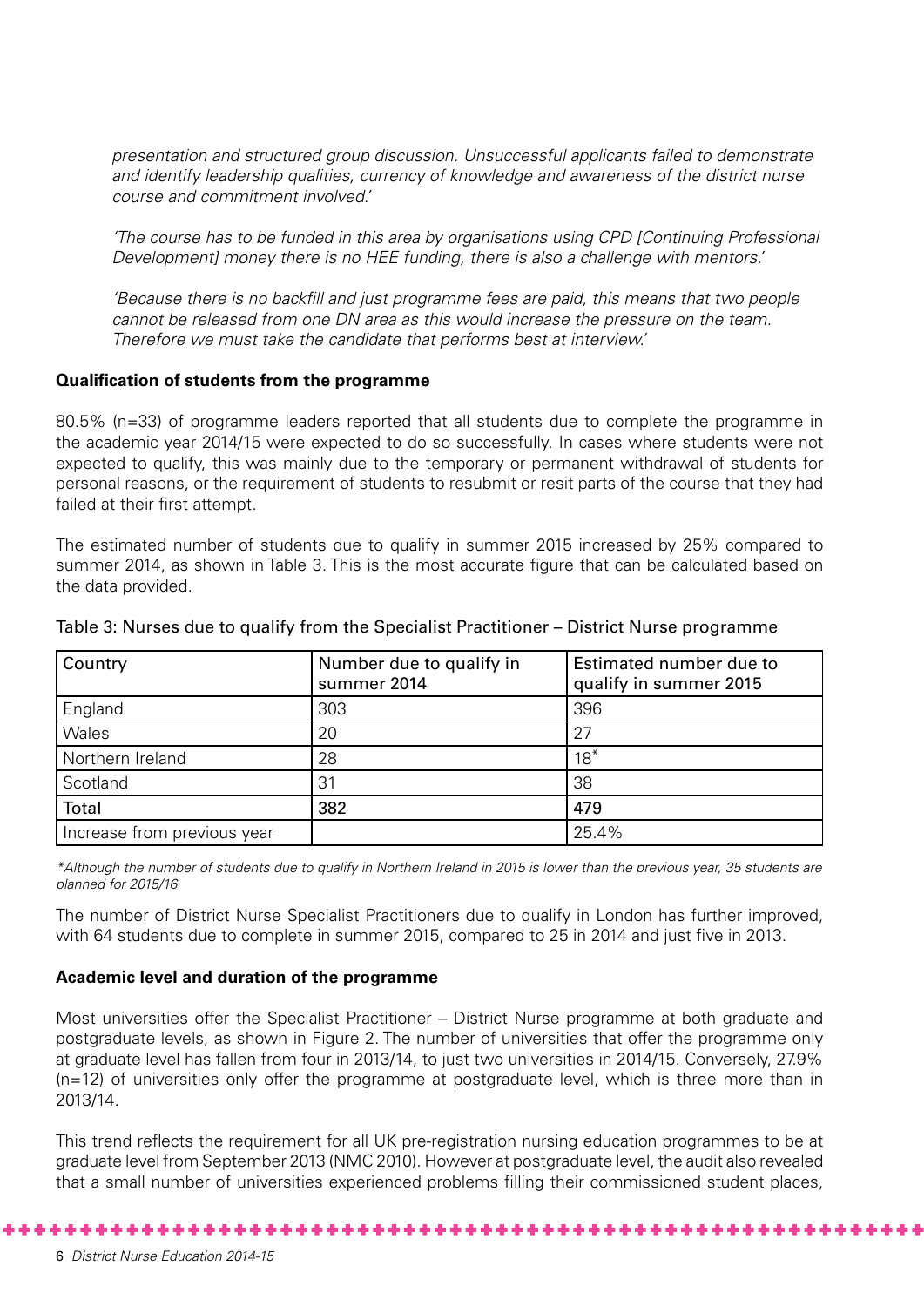*presentation and structured group discussion. Unsuccessful applicants failed to demonstrate and identify leadership qualities, currency of knowledge and awareness of the district nurse course and commitment involved.'*

*'The course has to be funded in this area by organisations using CPD [Continuing Professional Development] money there is no HEE funding, there is also a challenge with mentors.'*

*'Because there is no backfill and just programme fees are paid, this means that two people cannot be released from one DN area as this would increase the pressure on the team. Therefore we must take the candidate that performs best at interview.'*

**Qualification of students from the programme**

80.5% (n=33) of programme leaders reported that all students due to complete the programme in the academic year 2014/15 were expected to do so successfully. In cases where students were not expected to qualify, this was mainly due to the temporary or permanent withdrawal of students for personal reasons, or the requirement of students to resubmit or resit parts of the course that they had failed at their first attempt.

The estimated number of students due to qualify in summer 2015 increased by 25% compared to summer 2014, as shown in Table 3. This is the most accurate figure that can be calculated based on the data provided.

Table 3: Nurses due to qualify from the Specialist Practitioner – District Nurse programme

| Country | Number due to qualify in summer 2014 | Estimated number due to qualify in summer 2015 |
|---|---|---|
| England | 303 | 396 |
| Wales | 20 | 27 |
| Northern Ireland | 28 | 18* |
| Scotland | 31 | 38 |
| Total | 382 | 479 |
| Increase from previous year | | 25.4% |

*\*Although the number of students due to qualify in Northern Ireland in 2015 is lower than the previous year, 35 students are planned for 2015/16*

The number of District Nurse Specialist Practitioners due to qualify in London has further improved, with 64 students due to complete in summer 2015, compared to 25 in 2014 and just five in 2013.

**Academic level and duration of the programme**

Most universities offer the Specialist Practitioner – District Nurse programme at both graduate and postgraduate levels, as shown in Figure 2. The number of universities that offer the programme only at graduate level has fallen from four in 2013/14, to just two universities in 2014/15. Conversely, 27.9% (n=12) of universities only offer the programme at postgraduate level, which is three more than in 2013/14.

This trend reflects the requirement for all UK pre-registration nursing education programmes to be at graduate level from September 2013 (NMC 2010). However at postgraduate level, the audit also revealed that a small number of universities experienced problems filling their commissioned student places,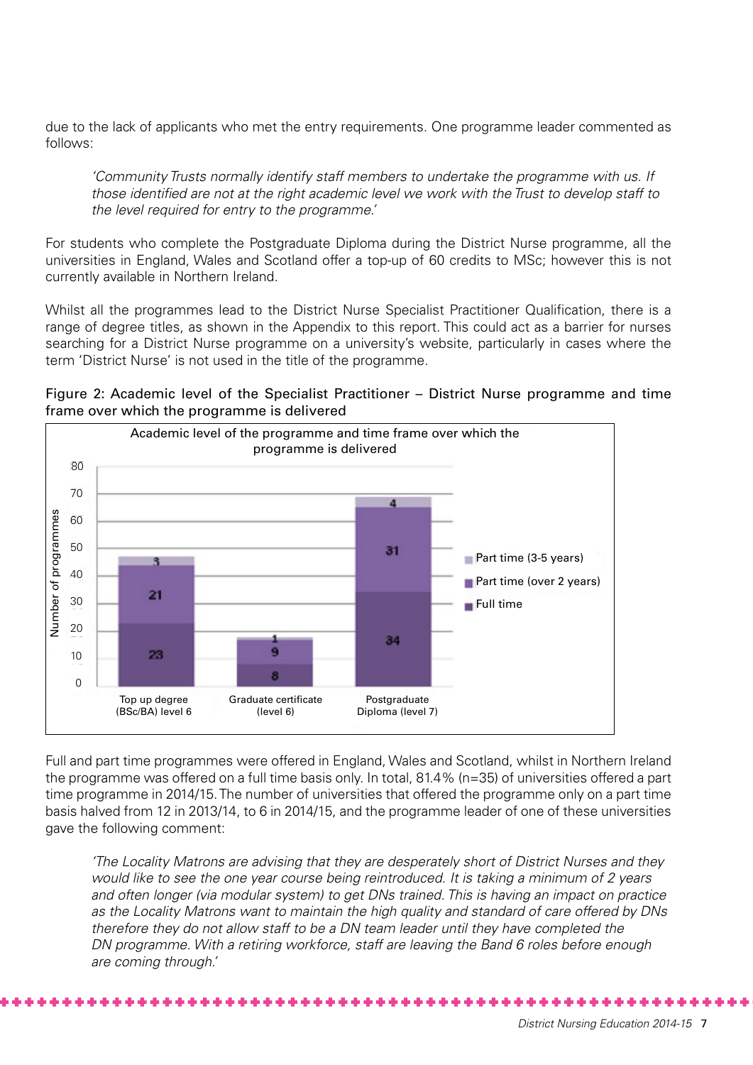due to the lack of applicants who met the entry requirements. One programme leader commented as follows:

> *'Community Trusts normally identify staff members to undertake the programme with us. If those identified are not at the right academic level we work with the Trust to develop staff to the level required for entry to the programme.'*

For students who complete the Postgraduate Diploma during the District Nurse programme, all the universities in England, Wales and Scotland offer a top-up of 60 credits to MSc; however this is not currently available in Northern Ireland.

Whilst all the programmes lead to the District Nurse Specialist Practitioner Qualification, there is a range of degree titles, as shown in the Appendix to this report. This could act as a barrier for nurses searching for a District Nurse programme on a university's website, particularly in cases where the term 'District Nurse' is not used in the title of the programme.

Figure 2: Academic level of the Specialist Practitioner – District Nurse programme and time frame over which the programme is delivered

**Academic level of the programme and time frame over which the programme is delivered**

| Number of programmes | Top up degree (BSc/BA) level 6 | Graduate certificate (level 6) | Postgraduate Diploma (level 7) |
|---|---|---|---|
| Full time | 23 | 8 | 34 |
| Part time (over 2 years) | 21 | 9 | 31 |
| Part time (3-5 years) | 3 | 1 | 4 |

Full and part time programmes were offered in England, Wales and Scotland, whilst in Northern Ireland the programme was offered on a full time basis only. In total, 81.4% (n=35) of universities offered a part time programme in 2014/15. The number of universities that offered the programme only on a part time basis halved from 12 in 2013/14, to 6 in 2014/15, and the programme leader of one of these universities gave the following comment:

> *'The Locality Matrons are advising that they are desperately short of District Nurses and they would like to see the one year course being reintroduced. It is taking a minimum of 2 years and often longer (via modular system) to get DNs trained. This is having an impact on practice as the Locality Matrons want to maintain the high quality and standard of care offered by DNs therefore they do not allow staff to be a DN team leader until they have completed the DN programme. With a retiring workforce, staff are leaving the Band 6 roles before enough are coming through.'*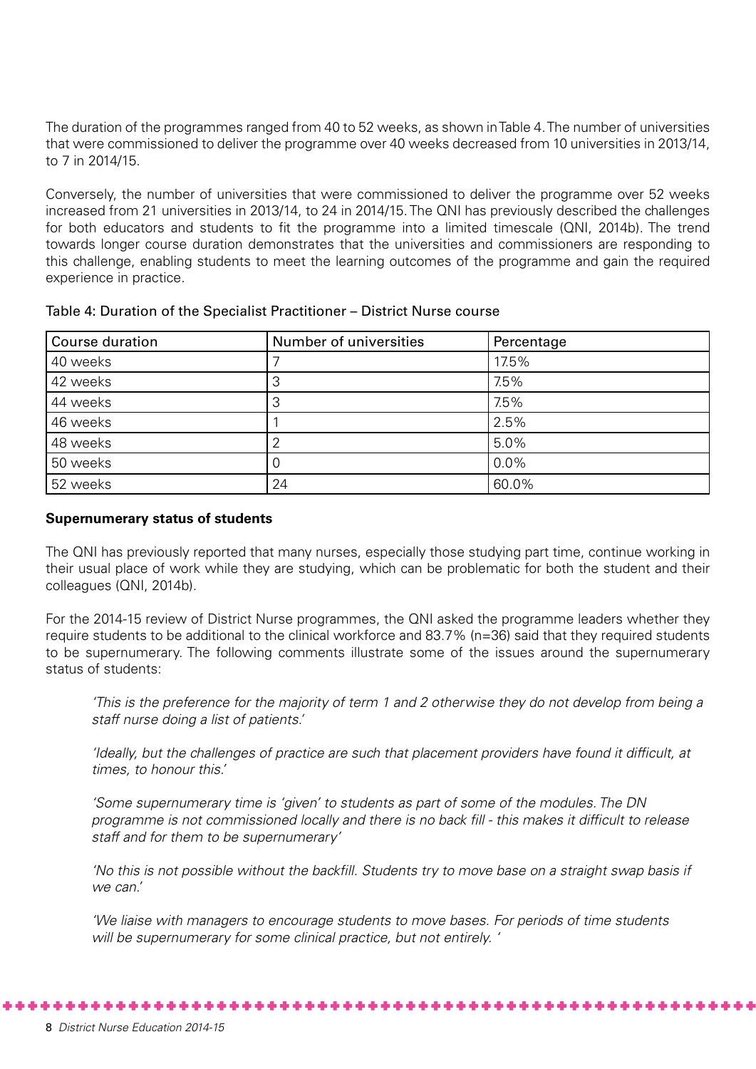The duration of the programmes ranged from 40 to 52 weeks, as shown in Table 4. The number of universities that were commissioned to deliver the programme over 40 weeks decreased from 10 universities in 2013/14, to 7 in 2014/15.

Conversely, the number of universities that were commissioned to deliver the programme over 52 weeks increased from 21 universities in 2013/14, to 24 in 2014/15. The QNI has previously described the challenges for both educators and students to fit the programme into a limited timescale (QNI, 2014b). The trend towards longer course duration demonstrates that the universities and commissioners are responding to this challenge, enabling students to meet the learning outcomes of the programme and gain the required experience in practice.

Table 4: Duration of the Specialist Practitioner – District Nurse course

| Course duration | Number of universities | Percentage |
|---|---|---|
| 40 weeks | 7 | 17.5% |
| 42 weeks | 3 | 7.5% |
| 44 weeks | 3 | 7.5% |
| 46 weeks | 1 | 2.5% |
| 48 weeks | 2 | 5.0% |
| 50 weeks | 0 | 0.0% |
| 52 weeks | 24 | 60.0% |

**Supernumerary status of students**

The QNI has previously reported that many nurses, especially those studying part time, continue working in their usual place of work while they are studying, which can be problematic for both the student and their colleagues (QNI, 2014b).

For the 2014-15 review of District Nurse programmes, the QNI asked the programme leaders whether they require students to be additional to the clinical workforce and 83.7% (n=36) said that they required students to be supernumerary. The following comments illustrate some of the issues around the supernumerary status of students:

> *'This is the preference for the majority of term 1 and 2 otherwise they do not develop from being a staff nurse doing a list of patients.'*
>
> *'Ideally, but the challenges of practice are such that placement providers have found it difficult, at times, to honour this.'*
>
> *'Some supernumerary time is 'given' to students as part of some of the modules. The DN programme is not commissioned locally and there is no back fill - this makes it difficult to release staff and for them to be supernumerary'*
>
> *'No this is not possible without the backfill. Students try to move base on a straight swap basis if we can.'*
>
> *'We liaise with managers to encourage students to move bases. For periods of time students will be supernumerary for some clinical practice, but not entirely. '*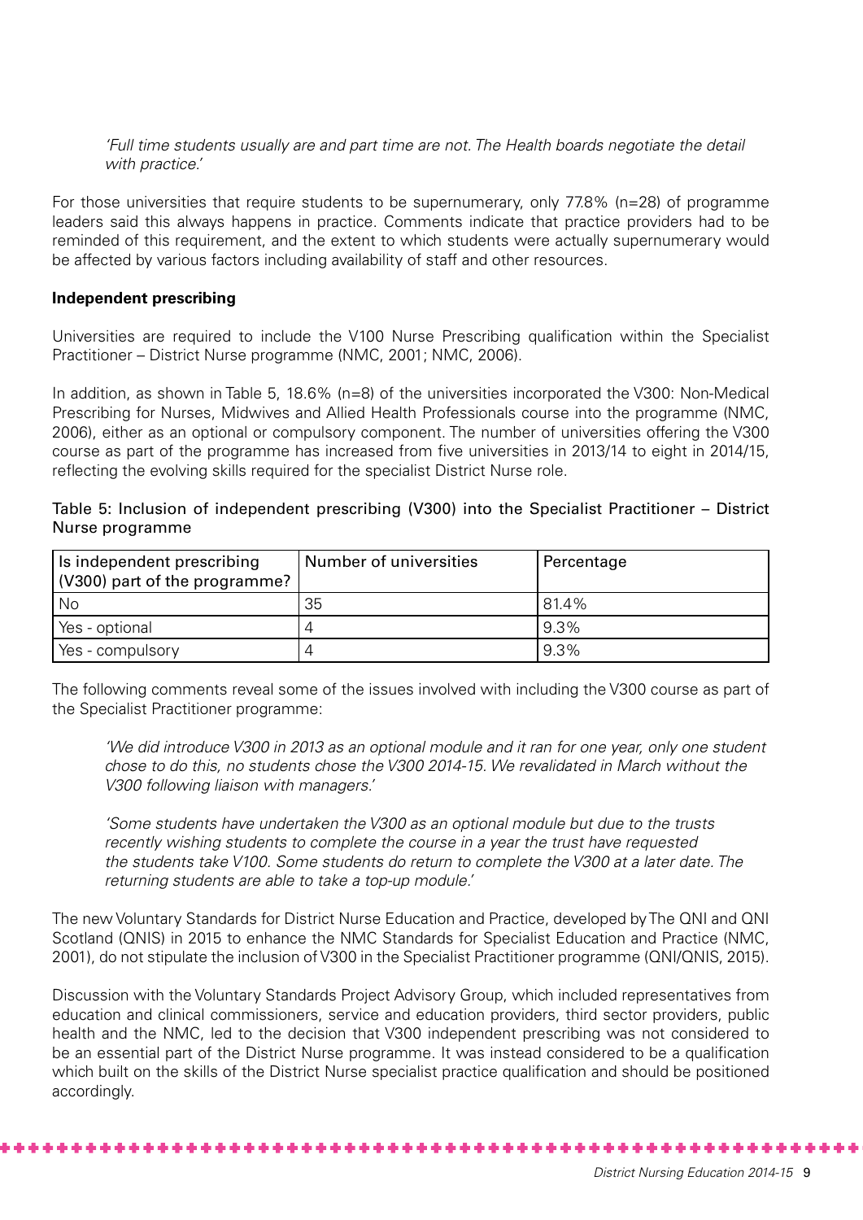*'Full time students usually are and part time are not. The Health boards negotiate the detail with practice.'*

For those universities that require students to be supernumerary, only 77.8% (n=28) of programme leaders said this always happens in practice. Comments indicate that practice providers had to be reminded of this requirement, and the extent to which students were actually supernumerary would be affected by various factors including availability of staff and other resources.

**Independent prescribing**

Universities are required to include the V100 Nurse Prescribing qualification within the Specialist Practitioner – District Nurse programme (NMC, 2001; NMC, 2006).

In addition, as shown in Table 5, 18.6% (n=8) of the universities incorporated the V300: Non-Medical Prescribing for Nurses, Midwives and Allied Health Professionals course into the programme (NMC, 2006), either as an optional or compulsory component. The number of universities offering the V300 course as part of the programme has increased from five universities in 2013/14 to eight in 2014/15, reflecting the evolving skills required for the specialist District Nurse role.

Table 5: Inclusion of independent prescribing (V300) into the Specialist Practitioner – District Nurse programme

| Is independent prescribing (V300) part of the programme? | Number of universities | Percentage |
|---|---|---|
| No | 35 | 81.4% |
| Yes - optional | 4 | 9.3% |
| Yes - compulsory | 4 | 9.3% |

The following comments reveal some of the issues involved with including the V300 course as part of the Specialist Practitioner programme:

*'We did introduce V300 in 2013 as an optional module and it ran for one year, only one student chose to do this, no students chose the V300 2014-15. We revalidated in March without the V300 following liaison with managers.'*

*'Some students have undertaken the V300 as an optional module but due to the trusts recently wishing students to complete the course in a year the trust have requested the students take V100. Some students do return to complete the V300 at a later date. The returning students are able to take a top-up module.'*

The new Voluntary Standards for District Nurse Education and Practice, developed by The QNI and QNI Scotland (QNIS) in 2015 to enhance the NMC Standards for Specialist Education and Practice (NMC, 2001), do not stipulate the inclusion of V300 in the Specialist Practitioner programme (QNI/QNIS, 2015).

Discussion with the Voluntary Standards Project Advisory Group, which included representatives from education and clinical commissioners, service and education providers, third sector providers, public health and the NMC, led to the decision that V300 independent prescribing was not considered to be an essential part of the District Nurse programme. It was instead considered to be a qualification which built on the skills of the District Nurse specialist practice qualification and should be positioned accordingly.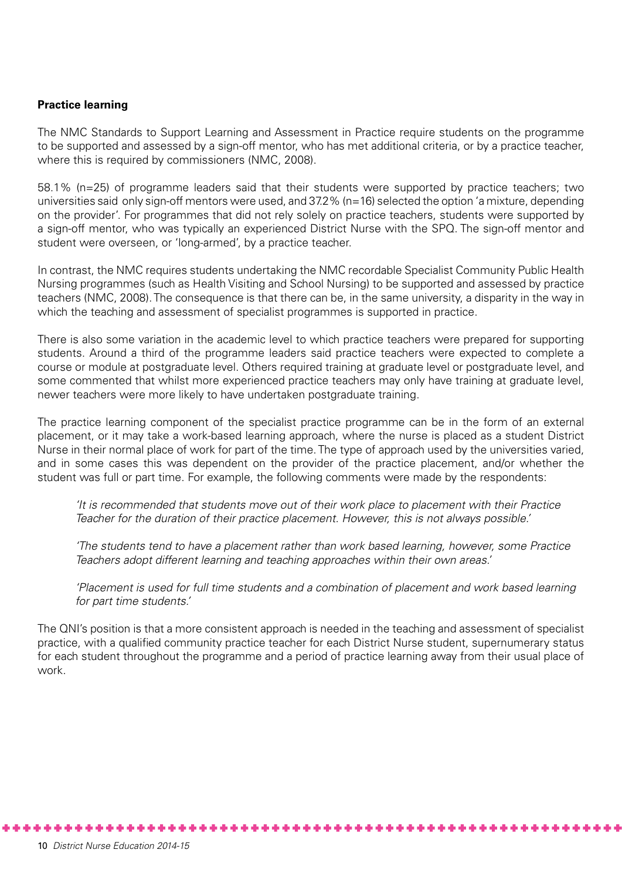**Practice learning**

The NMC Standards to Support Learning and Assessment in Practice require students on the programme to be supported and assessed by a sign-off mentor, who has met additional criteria, or by a practice teacher, where this is required by commissioners (NMC, 2008).

58.1% (n=25) of programme leaders said that their students were supported by practice teachers; two universities said only sign-off mentors were used, and 37.2% (n=16) selected the option 'a mixture, depending on the provider'. For programmes that did not rely solely on practice teachers, students were supported by a sign-off mentor, who was typically an experienced District Nurse with the SPQ. The sign-off mentor and student were overseen, or 'long-armed', by a practice teacher.

In contrast, the NMC requires students undertaking the NMC recordable Specialist Community Public Health Nursing programmes (such as Health Visiting and School Nursing) to be supported and assessed by practice teachers (NMC, 2008). The consequence is that there can be, in the same university, a disparity in the way in which the teaching and assessment of specialist programmes is supported in practice.

There is also some variation in the academic level to which practice teachers were prepared for supporting students. Around a third of the programme leaders said practice teachers were expected to complete a course or module at postgraduate level. Others required training at graduate level or postgraduate level, and some commented that whilst more experienced practice teachers may only have training at graduate level, newer teachers were more likely to have undertaken postgraduate training.

The practice learning component of the specialist practice programme can be in the form of an external placement, or it may take a work-based learning approach, where the nurse is placed as a student District Nurse in their normal place of work for part of the time. The type of approach used by the universities varied, and in some cases this was dependent on the provider of the practice placement, and/or whether the student was full or part time. For example, the following comments were made by the respondents:

> *'It is recommended that students move out of their work place to placement with their Practice Teacher for the duration of their practice placement. However, this is not always possible.'*

> *'The students tend to have a placement rather than work based learning, however, some Practice Teachers adopt different learning and teaching approaches within their own areas.'*

> *'Placement is used for full time students and a combination of placement and work based learning for part time students.'*

The QNI's position is that a more consistent approach is needed in the teaching and assessment of specialist practice, with a qualified community practice teacher for each District Nurse student, supernumerary status for each student throughout the programme and a period of practice learning away from their usual place of work.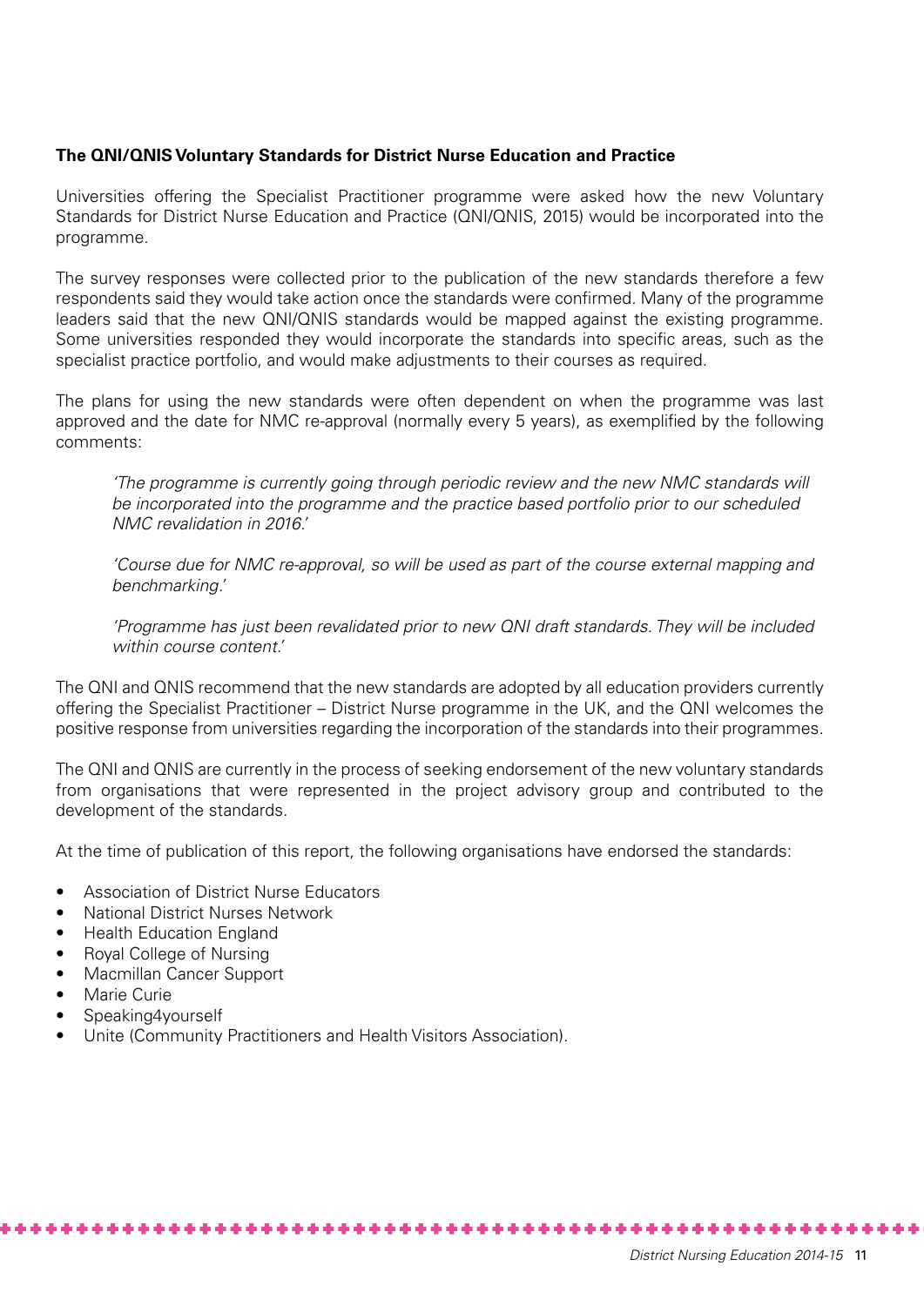### The QNI/QNIS Voluntary Standards for District Nurse Education and Practice

Universities offering the Specialist Practitioner programme were asked how the new Voluntary Standards for District Nurse Education and Practice (QNI/QNIS, 2015) would be incorporated into the programme.

The survey responses were collected prior to the publication of the new standards therefore a few respondents said they would take action once the standards were confirmed. Many of the programme leaders said that the new QNI/QNIS standards would be mapped against the existing programme. Some universities responded they would incorporate the standards into specific areas, such as the specialist practice portfolio, and would make adjustments to their courses as required.

The plans for using the new standards were often dependent on when the programme was last approved and the date for NMC re-approval (normally every 5 years), as exemplified by the following comments:

> *'The programme is currently going through periodic review and the new NMC standards will be incorporated into the programme and the practice based portfolio prior to our scheduled NMC revalidation in 2016.'*
>
> *'Course due for NMC re-approval, so will be used as part of the course external mapping and benchmarking.'*
>
> *'Programme has just been revalidated prior to new QNI draft standards. They will be included within course content.'*

The QNI and QNIS recommend that the new standards are adopted by all education providers currently offering the Specialist Practitioner – District Nurse programme in the UK, and the QNI welcomes the positive response from universities regarding the incorporation of the standards into their programmes.

The QNI and QNIS are currently in the process of seeking endorsement of the new voluntary standards from organisations that were represented in the project advisory group and contributed to the development of the standards.

At the time of publication of this report, the following organisations have endorsed the standards:

- Association of District Nurse Educators
- National District Nurses Network
- Health Education England
- Royal College of Nursing
- Macmillan Cancer Support
- Marie Curie
- Speaking4yourself
- Unite (Community Practitioners and Health Visitors Association).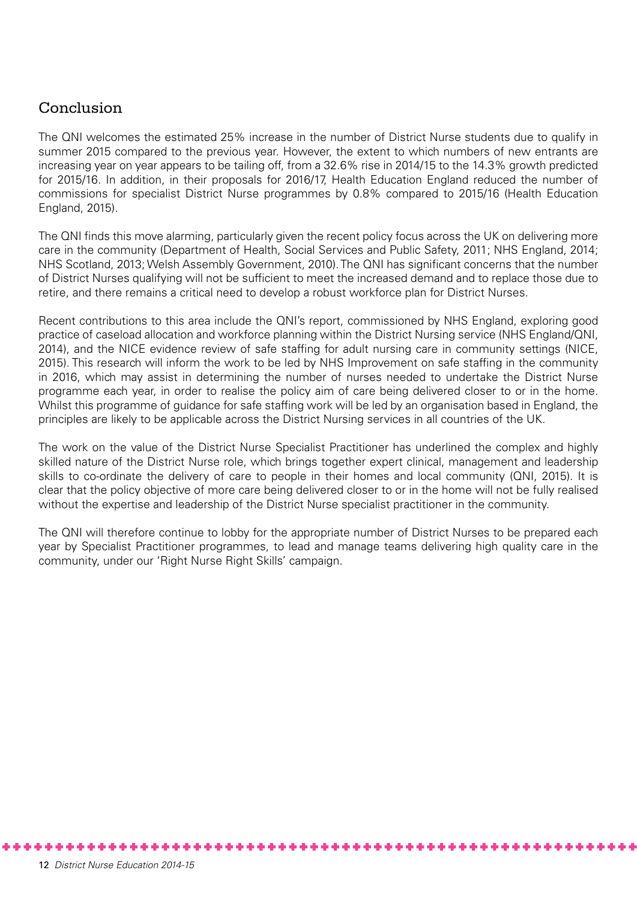## Conclusion

The QNI welcomes the estimated 25% increase in the number of District Nurse students due to qualify in summer 2015 compared to the previous year. However, the extent to which numbers of new entrants are increasing year on year appears to be tailing off, from a 32.6% rise in 2014/15 to the 14.3% growth predicted for 2015/16. In addition, in their proposals for 2016/17, Health Education England reduced the number of commissions for specialist District Nurse programmes by 0.8% compared to 2015/16 (Health Education England, 2015).

The QNI finds this move alarming, particularly given the recent policy focus across the UK on delivering more care in the community (Department of Health, Social Services and Public Safety, 2011; NHS England, 2014; NHS Scotland, 2013; Welsh Assembly Government, 2010). The QNI has significant concerns that the number of District Nurses qualifying will not be sufficient to meet the increased demand and to replace those due to retire, and there remains a critical need to develop a robust workforce plan for District Nurses.

Recent contributions to this area include the QNI's report, commissioned by NHS England, exploring good practice of caseload allocation and workforce planning within the District Nursing service (NHS England/QNI, 2014), and the NICE evidence review of safe staffing for adult nursing care in community settings (NICE, 2015). This research will inform the work to be led by NHS Improvement on safe staffing in the community in 2016, which may assist in determining the number of nurses needed to undertake the District Nurse programme each year, in order to realise the policy aim of care being delivered closer to or in the home. Whilst this programme of guidance for safe staffing work will be led by an organisation based in England, the principles are likely to be applicable across the District Nursing services in all countries of the UK.

The work on the value of the District Nurse Specialist Practitioner has underlined the complex and highly skilled nature of the District Nurse role, which brings together expert clinical, management and leadership skills to co-ordinate the delivery of care to people in their homes and local community (QNI, 2015). It is clear that the policy objective of more care being delivered closer to or in the home will not be fully realised without the expertise and leadership of the District Nurse specialist practitioner in the community.

The QNI will therefore continue to lobby for the appropriate number of District Nurses to be prepared each year by Specialist Practitioner programmes, to lead and manage teams delivering high quality care in the community, under our 'Right Nurse Right Skills' campaign.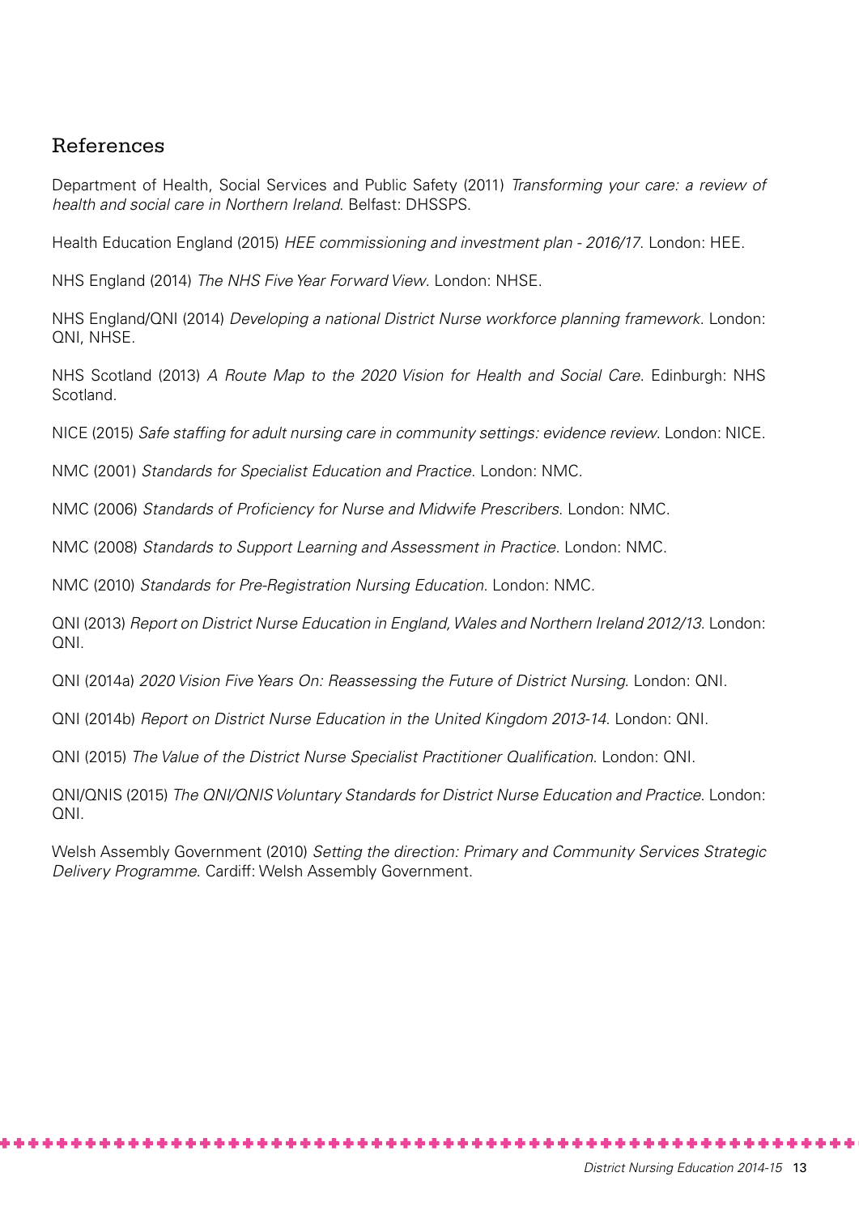## References

Department of Health, Social Services and Public Safety (2011) *Transforming your care: a review of health and social care in Northern Ireland*. Belfast: DHSSPS.

Health Education England (2015) *HEE commissioning and investment plan - 2016/17*. London: HEE.

NHS England (2014) *The NHS Five Year Forward View*. London: NHSE.

NHS England/QNI (2014) *Developing a national District Nurse workforce planning framework*. London: QNI, NHSE.

NHS Scotland (2013) *A Route Map to the 2020 Vision for Health and Social Care*. Edinburgh: NHS Scotland.

NICE (2015) *Safe staffing for adult nursing care in community settings: evidence review*. London: NICE.

NMC (2001) *Standards for Specialist Education and Practice*. London: NMC.

NMC (2006) *Standards of Proficiency for Nurse and Midwife Prescribers*. London: NMC.

NMC (2008) *Standards to Support Learning and Assessment in Practice*. London: NMC.

NMC (2010) *Standards for Pre-Registration Nursing Education*. London: NMC.

QNI (2013) *Report on District Nurse Education in England, Wales and Northern Ireland 2012/13*. London: QNI.

QNI (2014a) *2020 Vision Five Years On: Reassessing the Future of District Nursing*. London: QNI.

QNI (2014b) *Report on District Nurse Education in the United Kingdom 2013-14*. London: QNI.

QNI (2015) *The Value of the District Nurse Specialist Practitioner Qualification*. London: QNI.

QNI/QNIS (2015) *The QNI/QNIS Voluntary Standards for District Nurse Education and Practice*. London: QNI.

Welsh Assembly Government (2010) *Setting the direction: Primary and Community Services Strategic Delivery Programme*. Cardiff: Welsh Assembly Government.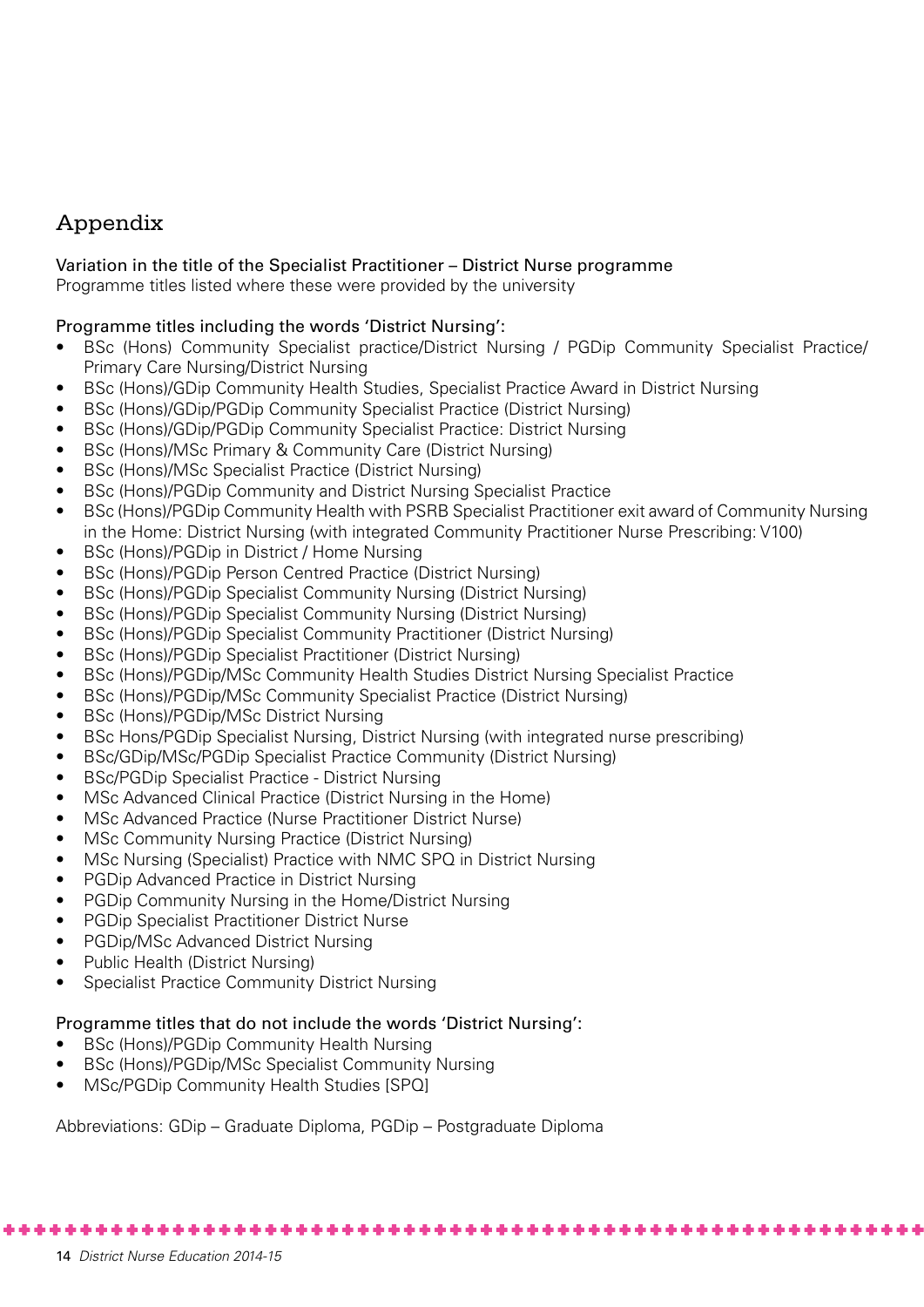## Appendix

Variation in the title of the Specialist Practitioner – District Nurse programme
Programme titles listed where these were provided by the university

Programme titles including the words 'District Nursing':

- BSc (Hons) Community Specialist practice/District Nursing / PGDip Community Specialist Practice/ Primary Care Nursing/District Nursing
- BSc (Hons)/GDip Community Health Studies, Specialist Practice Award in District Nursing
- BSc (Hons)/GDip/PGDip Community Specialist Practice (District Nursing)
- BSc (Hons)/GDip/PGDip Community Specialist Practice: District Nursing
- BSc (Hons)/MSc Primary & Community Care (District Nursing)
- BSc (Hons)/MSc Specialist Practice (District Nursing)
- BSc (Hons)/PGDip Community and District Nursing Specialist Practice
- BSc (Hons)/PGDip Community Health with PSRB Specialist Practitioner exit award of Community Nursing in the Home: District Nursing (with integrated Community Practitioner Nurse Prescribing: V100)
- BSc (Hons)/PGDip in District / Home Nursing
- BSc (Hons)/PGDip Person Centred Practice (District Nursing)
- BSc (Hons)/PGDip Specialist Community Nursing (District Nursing)
- BSc (Hons)/PGDip Specialist Community Nursing (District Nursing)
- BSc (Hons)/PGDip Specialist Community Practitioner (District Nursing)
- BSc (Hons)/PGDip Specialist Practitioner (District Nursing)
- BSc (Hons)/PGDip/MSc Community Health Studies District Nursing Specialist Practice
- BSc (Hons)/PGDip/MSc Community Specialist Practice (District Nursing)
- BSc (Hons)/PGDip/MSc District Nursing
- BSc Hons/PGDip Specialist Nursing, District Nursing (with integrated nurse prescribing)
- BSc/GDip/MSc/PGDip Specialist Practice Community (District Nursing)
- BSc/PGDip Specialist Practice - District Nursing
- MSc Advanced Clinical Practice (District Nursing in the Home)
- MSc Advanced Practice (Nurse Practitioner District Nurse)
- MSc Community Nursing Practice (District Nursing)
- MSc Nursing (Specialist) Practice with NMC SPQ in District Nursing
- PGDip Advanced Practice in District Nursing
- PGDip Community Nursing in the Home/District Nursing
- PGDip Specialist Practitioner District Nurse
- PGDip/MSc Advanced District Nursing
- Public Health (District Nursing)
- Specialist Practice Community District Nursing

Programme titles that do not include the words 'District Nursing':

- BSc (Hons)/PGDip Community Health Nursing
- BSc (Hons)/PGDip/MSc Specialist Community Nursing
- MSc/PGDip Community Health Studies [SPQ]

Abbreviations: GDip – Graduate Diploma, PGDip – Postgraduate Diploma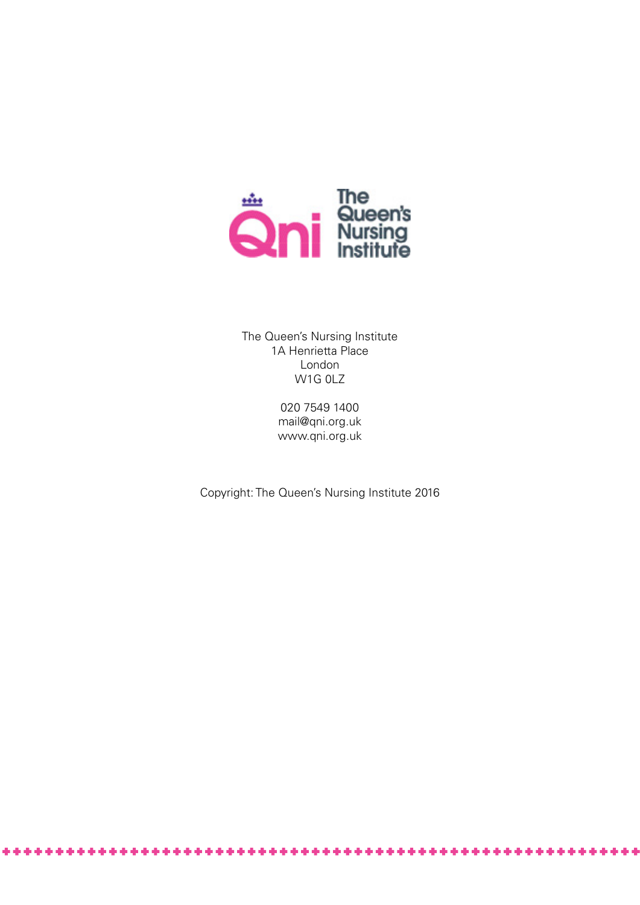The Queen's Nursing Institute
1A Henrietta Place
London
W1G 0LZ

020 7549 1400
mail@qni.org.uk
www.qni.org.uk

Copyright: The Queen's Nursing Institute 2016